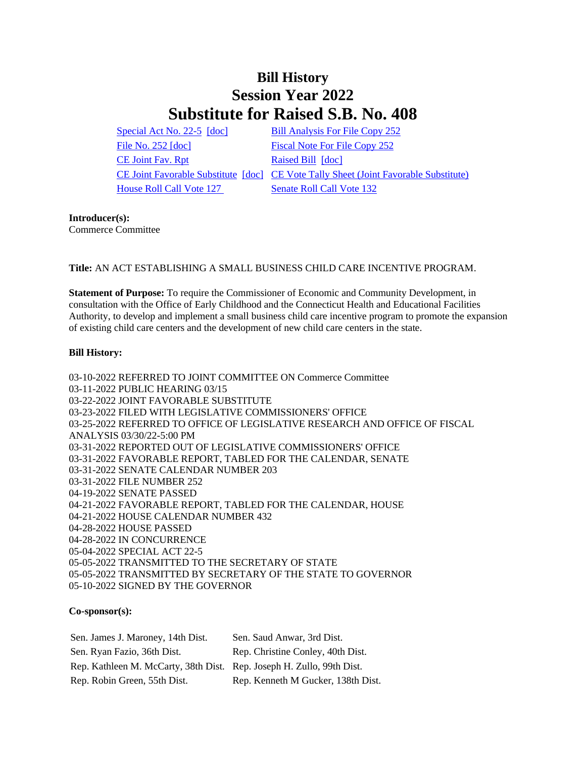# Bill History
# Session Year 2022
# Substitute for Raised S.B. No. 408

| | |
|---|---|
| Special Act No. 22-5 [doc] | Bill Analysis For File Copy 252 |
| File No. 252 [doc] | Fiscal Note For File Copy 252 |
| CE Joint Fav. Rpt | Raised Bill [doc] |
| CE Joint Favorable Substitute [doc] | CE Vote Tally Sheet (Joint Favorable Substitute) |
| House Roll Call Vote 127 | Senate Roll Call Vote 132 |

**Introducer(s):**
Commerce Committee

**Title:** AN ACT ESTABLISHING A SMALL BUSINESS CHILD CARE INCENTIVE PROGRAM.

**Statement of Purpose:** To require the Commissioner of Economic and Community Development, in consultation with the Office of Early Childhood and the Connecticut Health and Educational Facilities Authority, to develop and implement a small business child care incentive program to promote the expansion of existing child care centers and the development of new child care centers in the state.

**Bill History:**

03-10-2022 REFERRED TO JOINT COMMITTEE ON Commerce Committee
03-11-2022 PUBLIC HEARING 03/15
03-22-2022 JOINT FAVORABLE SUBSTITUTE
03-23-2022 FILED WITH LEGISLATIVE COMMISSIONERS' OFFICE
03-25-2022 REFERRED TO OFFICE OF LEGISLATIVE RESEARCH AND OFFICE OF FISCAL ANALYSIS 03/30/22-5:00 PM
03-31-2022 REPORTED OUT OF LEGISLATIVE COMMISSIONERS' OFFICE
03-31-2022 FAVORABLE REPORT, TABLED FOR THE CALENDAR, SENATE
03-31-2022 SENATE CALENDAR NUMBER 203
03-31-2022 FILE NUMBER 252
04-19-2022 SENATE PASSED
04-21-2022 FAVORABLE REPORT, TABLED FOR THE CALENDAR, HOUSE
04-21-2022 HOUSE CALENDAR NUMBER 432
04-28-2022 HOUSE PASSED
04-28-2022 IN CONCURRENCE
05-04-2022 SPECIAL ACT 22-5
05-05-2022 TRANSMITTED TO THE SECRETARY OF STATE
05-05-2022 TRANSMITTED BY SECRETARY OF THE STATE TO GOVERNOR
05-10-2022 SIGNED BY THE GOVERNOR

**Co-sponsor(s):**

| | |
|---|---|
| Sen. James J. Maroney, 14th Dist. | Sen. Saud Anwar, 3rd Dist. |
| Sen. Ryan Fazio, 36th Dist. | Rep. Christine Conley, 40th Dist. |
| Rep. Kathleen M. McCarty, 38th Dist. | Rep. Joseph H. Zullo, 99th Dist. |
| Rep. Robin Green, 55th Dist. | Rep. Kenneth M Gucker, 138th Dist. |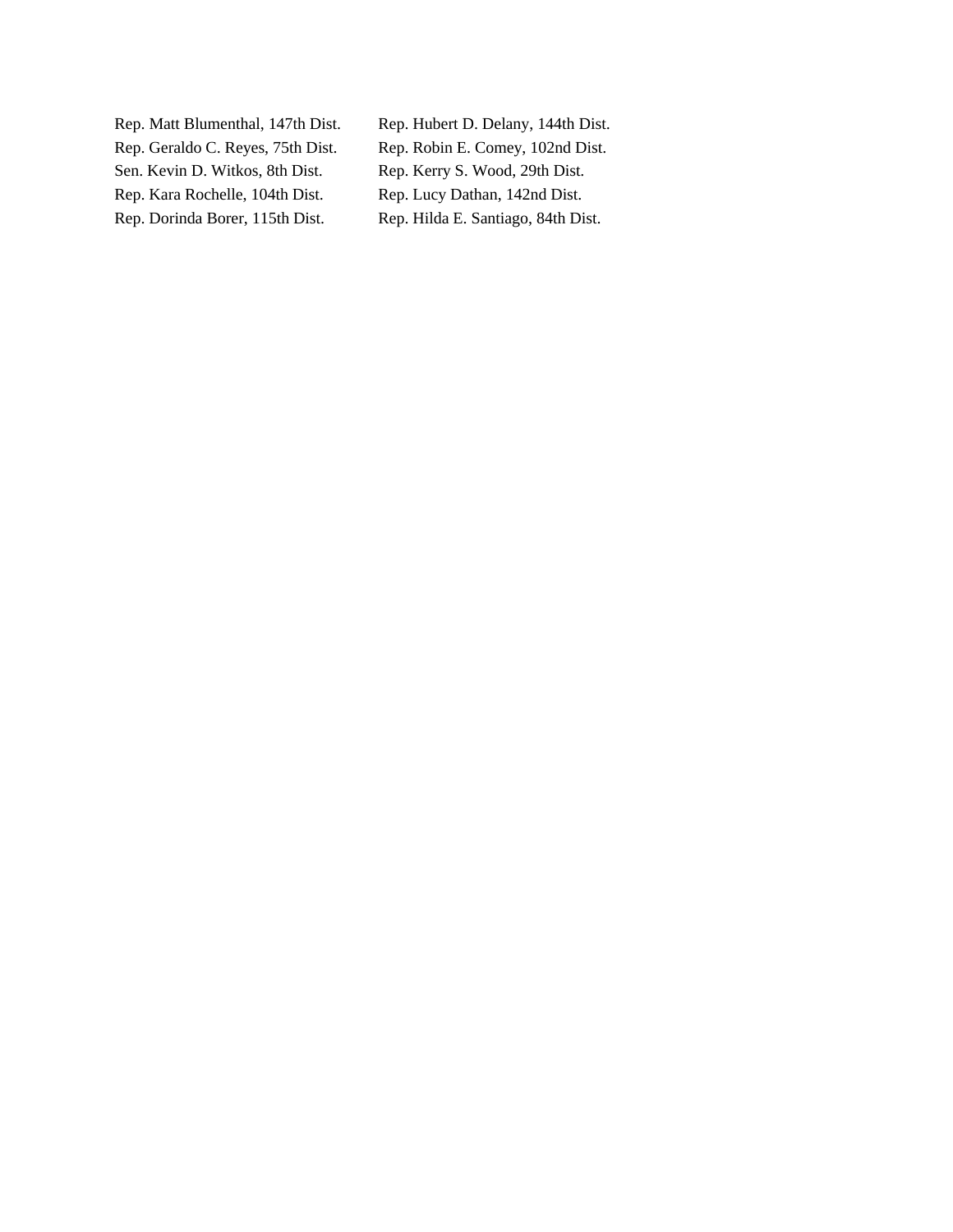Rep. Matt Blumenthal, 147th Dist.
Rep. Geraldo C. Reyes, 75th Dist.
Sen. Kevin D. Witkos, 8th Dist.
Rep. Kara Rochelle, 104th Dist.
Rep. Dorinda Borer, 115th Dist.
Rep. Hubert D. Delany, 144th Dist.
Rep. Robin E. Comey, 102nd Dist.
Rep. Kerry S. Wood, 29th Dist.
Rep. Lucy Dathan, 142nd Dist.
Rep. Hilda E. Santiago, 84th Dist.